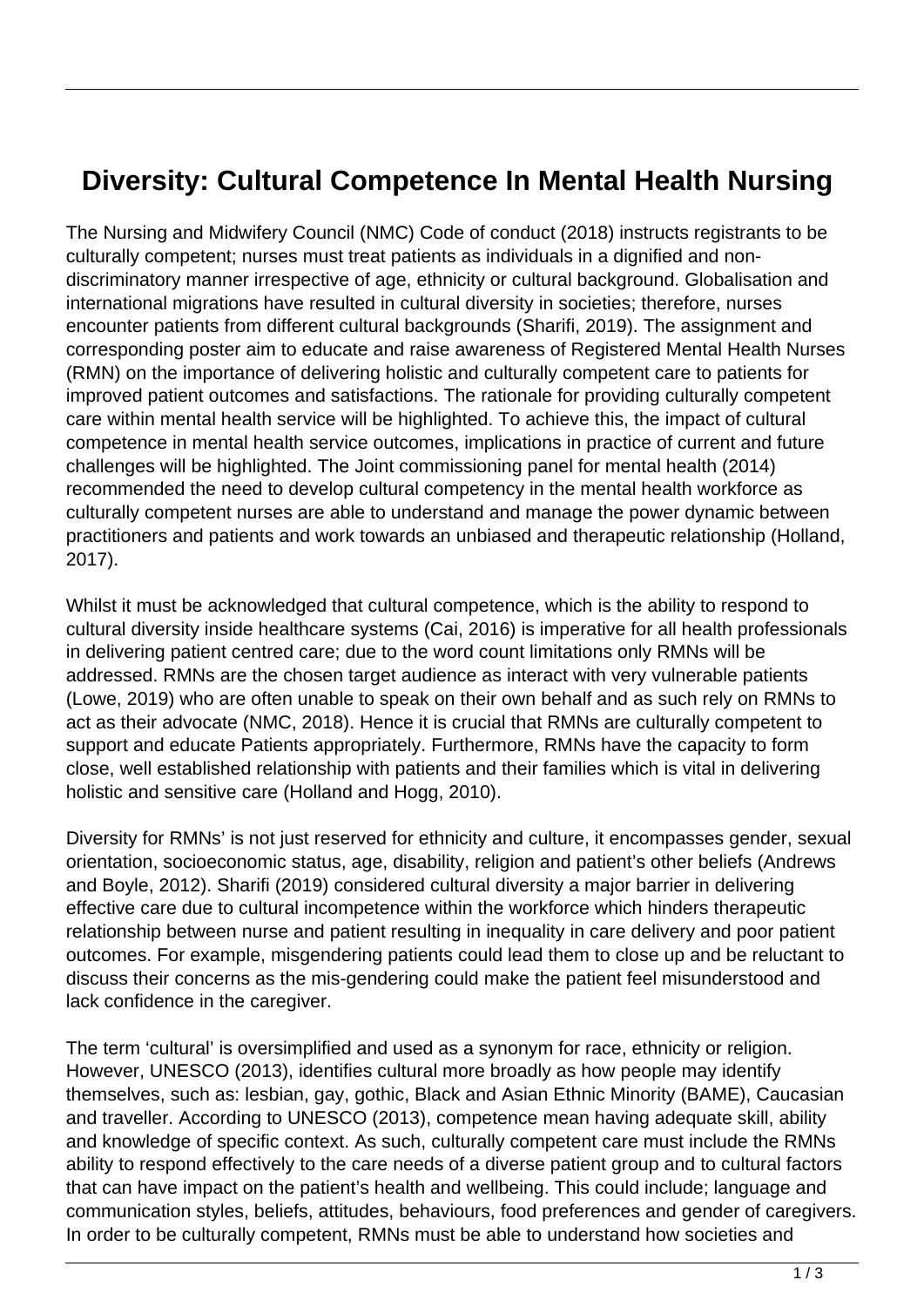# Diversity: Cultural Competence In Mental Health Nursing

The Nursing and Midwifery Council (NMC) Code of conduct (2018) instructs registrants to be culturally competent; nurses must treat patients as individuals in a dignified and non-discriminatory manner irrespective of age, ethnicity or cultural background. Globalisation and international migrations have resulted in cultural diversity in societies; therefore, nurses encounter patients from different cultural backgrounds (Sharifi, 2019). The assignment and corresponding poster aim to educate and raise awareness of Registered Mental Health Nurses (RMN) on the importance of delivering holistic and culturally competent care to patients for improved patient outcomes and satisfactions. The rationale for providing culturally competent care within mental health service will be highlighted. To achieve this, the impact of cultural competence in mental health service outcomes, implications in practice of current and future challenges will be highlighted. The Joint commissioning panel for mental health (2014) recommended the need to develop cultural competency in the mental health workforce as culturally competent nurses are able to understand and manage the power dynamic between practitioners and patients and work towards an unbiased and therapeutic relationship (Holland, 2017).

Whilst it must be acknowledged that cultural competence, which is the ability to respond to cultural diversity inside healthcare systems (Cai, 2016) is imperative for all health professionals in delivering patient centred care; due to the word count limitations only RMNs will be addressed. RMNs are the chosen target audience as interact with very vulnerable patients (Lowe, 2019) who are often unable to speak on their own behalf and as such rely on RMNs to act as their advocate (NMC, 2018). Hence it is crucial that RMNs are culturally competent to support and educate Patients appropriately. Furthermore, RMNs have the capacity to form close, well established relationship with patients and their families which is vital in delivering holistic and sensitive care (Holland and Hogg, 2010).

Diversity for RMNs' is not just reserved for ethnicity and culture, it encompasses gender, sexual orientation, socioeconomic status, age, disability, religion and patient's other beliefs (Andrews and Boyle, 2012). Sharifi (2019) considered cultural diversity a major barrier in delivering effective care due to cultural incompetence within the workforce which hinders therapeutic relationship between nurse and patient resulting in inequality in care delivery and poor patient outcomes. For example, misgendering patients could lead them to close up and be reluctant to discuss their concerns as the mis-gendering could make the patient feel misunderstood and lack confidence in the caregiver.

The term 'cultural' is oversimplified and used as a synonym for race, ethnicity or religion. However, UNESCO (2013), identifies cultural more broadly as how people may identify themselves, such as: lesbian, gay, gothic, Black and Asian Ethnic Minority (BAME), Caucasian and traveller. According to UNESCO (2013), competence mean having adequate skill, ability and knowledge of specific context. As such, culturally competent care must include the RMNs ability to respond effectively to the care needs of a diverse patient group and to cultural factors that can have impact on the patient's health and wellbeing. This could include; language and communication styles, beliefs, attitudes, behaviours, food preferences and gender of caregivers. In order to be culturally competent, RMNs must be able to understand how societies and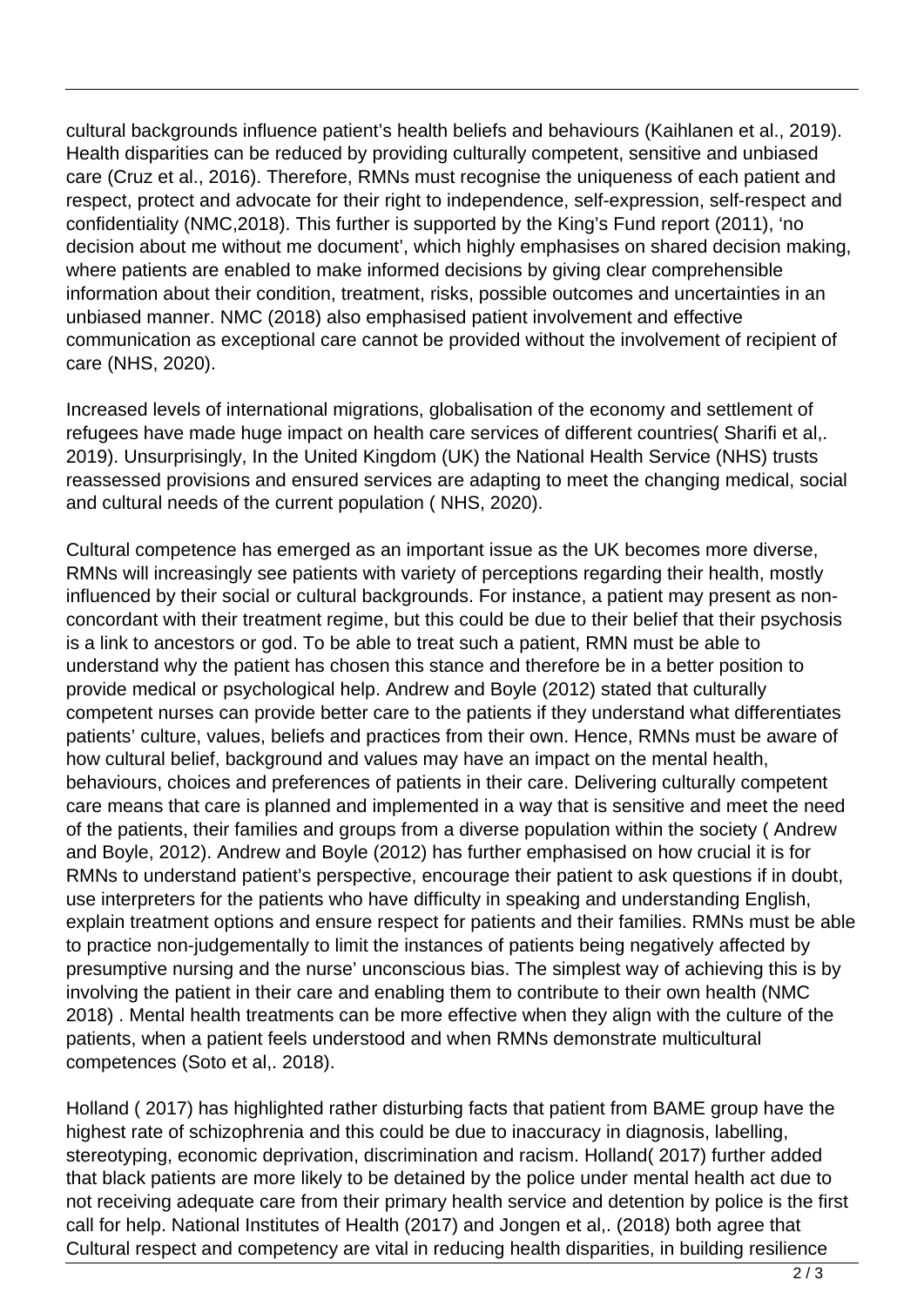cultural backgrounds influence patient's health beliefs and behaviours (Kaihlanen et al., 2019). Health disparities can be reduced by providing culturally competent, sensitive and unbiased care (Cruz et al., 2016). Therefore, RMNs must recognise the uniqueness of each patient and respect, protect and advocate for their right to independence, self-expression, self-respect and confidentiality (NMC,2018). This further is supported by the King's Fund report (2011), 'no decision about me without me document', which highly emphasises on shared decision making, where patients are enabled to make informed decisions by giving clear comprehensible information about their condition, treatment, risks, possible outcomes and uncertainties in an unbiased manner. NMC (2018) also emphasised patient involvement and effective communication as exceptional care cannot be provided without the involvement of recipient of care (NHS, 2020).

Increased levels of international migrations, globalisation of the economy and settlement of refugees have made huge impact on health care services of different countries( Sharifi et al,. 2019). Unsurprisingly, In the United Kingdom (UK) the National Health Service (NHS) trusts reassessed provisions and ensured services are adapting to meet the changing medical, social and cultural needs of the current population ( NHS, 2020).

Cultural competence has emerged as an important issue as the UK becomes more diverse, RMNs will increasingly see patients with variety of perceptions regarding their health, mostly influenced by their social or cultural backgrounds. For instance, a patient may present as non-concordant with their treatment regime, but this could be due to their belief that their psychosis is a link to ancestors or god. To be able to treat such a patient, RMN must be able to understand why the patient has chosen this stance and therefore be in a better position to provide medical or psychological help. Andrew and Boyle (2012) stated that culturally competent nurses can provide better care to the patients if they understand what differentiates patients' culture, values, beliefs and practices from their own. Hence, RMNs must be aware of how cultural belief, background and values may have an impact on the mental health, behaviours, choices and preferences of patients in their care. Delivering culturally competent care means that care is planned and implemented in a way that is sensitive and meet the need of the patients, their families and groups from a diverse population within the society ( Andrew and Boyle, 2012). Andrew and Boyle (2012) has further emphasised on how crucial it is for RMNs to understand patient's perspective, encourage their patient to ask questions if in doubt, use interpreters for the patients who have difficulty in speaking and understanding English, explain treatment options and ensure respect for patients and their families. RMNs must be able to practice non-judgementally to limit the instances of patients being negatively affected by presumptive nursing and the nurse' unconscious bias. The simplest way of achieving this is by involving the patient in their care and enabling them to contribute to their own health (NMC 2018) . Mental health treatments can be more effective when they align with the culture of the patients, when a patient feels understood and when RMNs demonstrate multicultural competences (Soto et al,. 2018).

Holland ( 2017) has highlighted rather disturbing facts that patient from BAME group have the highest rate of schizophrenia and this could be due to inaccuracy in diagnosis, labelling, stereotyping, economic deprivation, discrimination and racism. Holland( 2017) further added that black patients are more likely to be detained by the police under mental health act due to not receiving adequate care from their primary health service and detention by police is the first call for help. National Institutes of Health (2017) and Jongen et al,. (2018) both agree that Cultural respect and competency are vital in reducing health disparities, in building resilience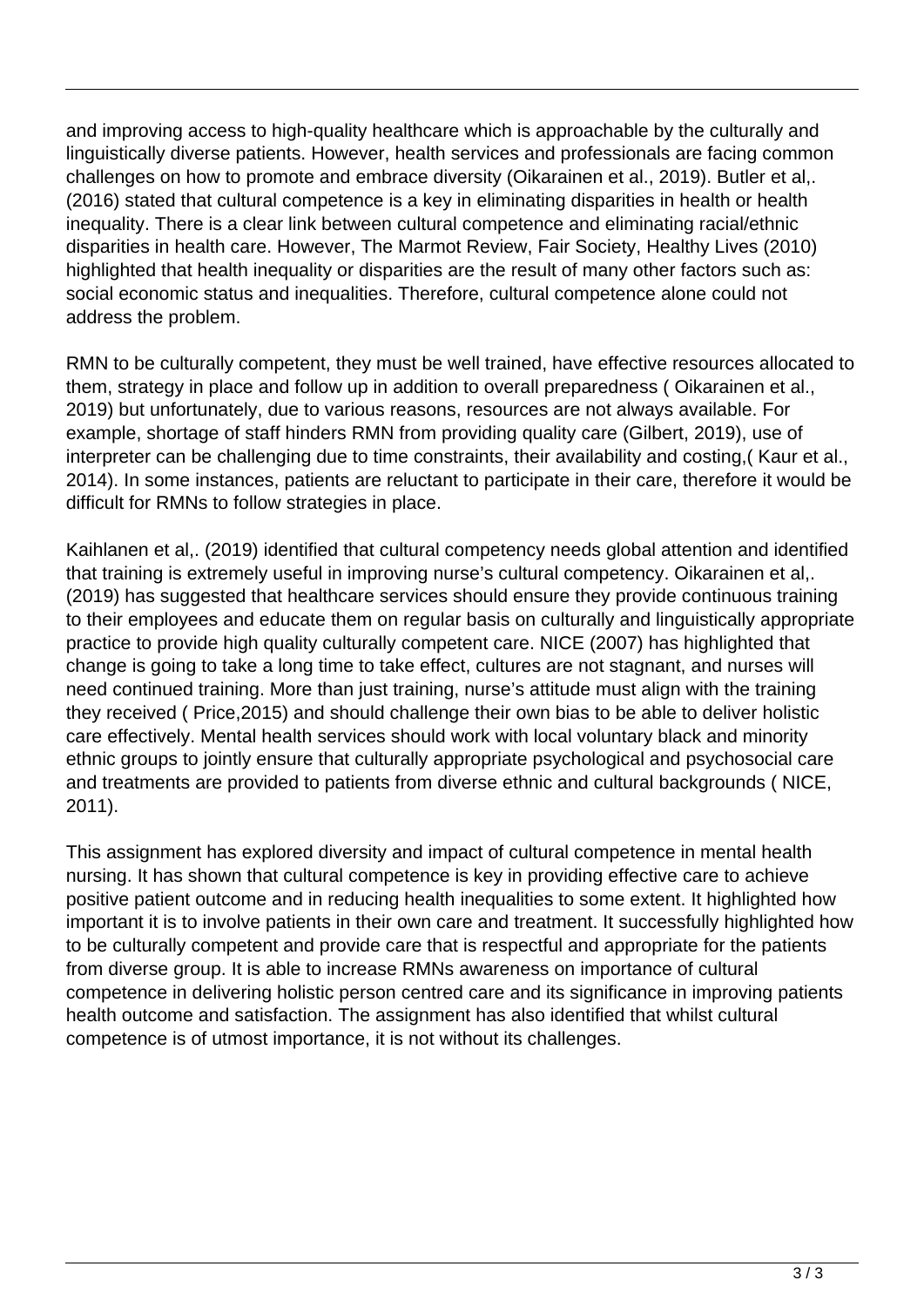and improving access to high-quality healthcare which is approachable by the culturally and linguistically diverse patients. However, health services and professionals are facing common challenges on how to promote and embrace diversity (Oikarainen et al., 2019). Butler et al,. (2016) stated that cultural competence is a key in eliminating disparities in health or health inequality. There is a clear link between cultural competence and eliminating racial/ethnic disparities in health care. However, The Marmot Review, Fair Society, Healthy Lives (2010) highlighted that health inequality or disparities are the result of many other factors such as: social economic status and inequalities. Therefore, cultural competence alone could not address the problem.

RMN to be culturally competent, they must be well trained, have effective resources allocated to them, strategy in place and follow up in addition to overall preparedness ( Oikarainen et al., 2019) but unfortunately, due to various reasons, resources are not always available. For example, shortage of staff hinders RMN from providing quality care (Gilbert, 2019), use of interpreter can be challenging due to time constraints, their availability and costing,( Kaur et al., 2014). In some instances, patients are reluctant to participate in their care, therefore it would be difficult for RMNs to follow strategies in place.

Kaihlanen et al,. (2019) identified that cultural competency needs global attention and identified that training is extremely useful in improving nurse's cultural competency. Oikarainen et al,. (2019) has suggested that healthcare services should ensure they provide continuous training to their employees and educate them on regular basis on culturally and linguistically appropriate practice to provide high quality culturally competent care. NICE (2007) has highlighted that change is going to take a long time to take effect, cultures are not stagnant, and nurses will need continued training. More than just training, nurse's attitude must align with the training they received ( Price,2015) and should challenge their own bias to be able to deliver holistic care effectively. Mental health services should work with local voluntary black and minority ethnic groups to jointly ensure that culturally appropriate psychological and psychosocial care and treatments are provided to patients from diverse ethnic and cultural backgrounds ( NICE, 2011).

This assignment has explored diversity and impact of cultural competence in mental health nursing. It has shown that cultural competence is key in providing effective care to achieve positive patient outcome and in reducing health inequalities to some extent. It highlighted how important it is to involve patients in their own care and treatment. It successfully highlighted how to be culturally competent and provide care that is respectful and appropriate for the patients from diverse group. It is able to increase RMNs awareness on importance of cultural competence in delivering holistic person centred care and its significance in improving patients health outcome and satisfaction. The assignment has also identified that whilst cultural competence is of utmost importance, it is not without its challenges.